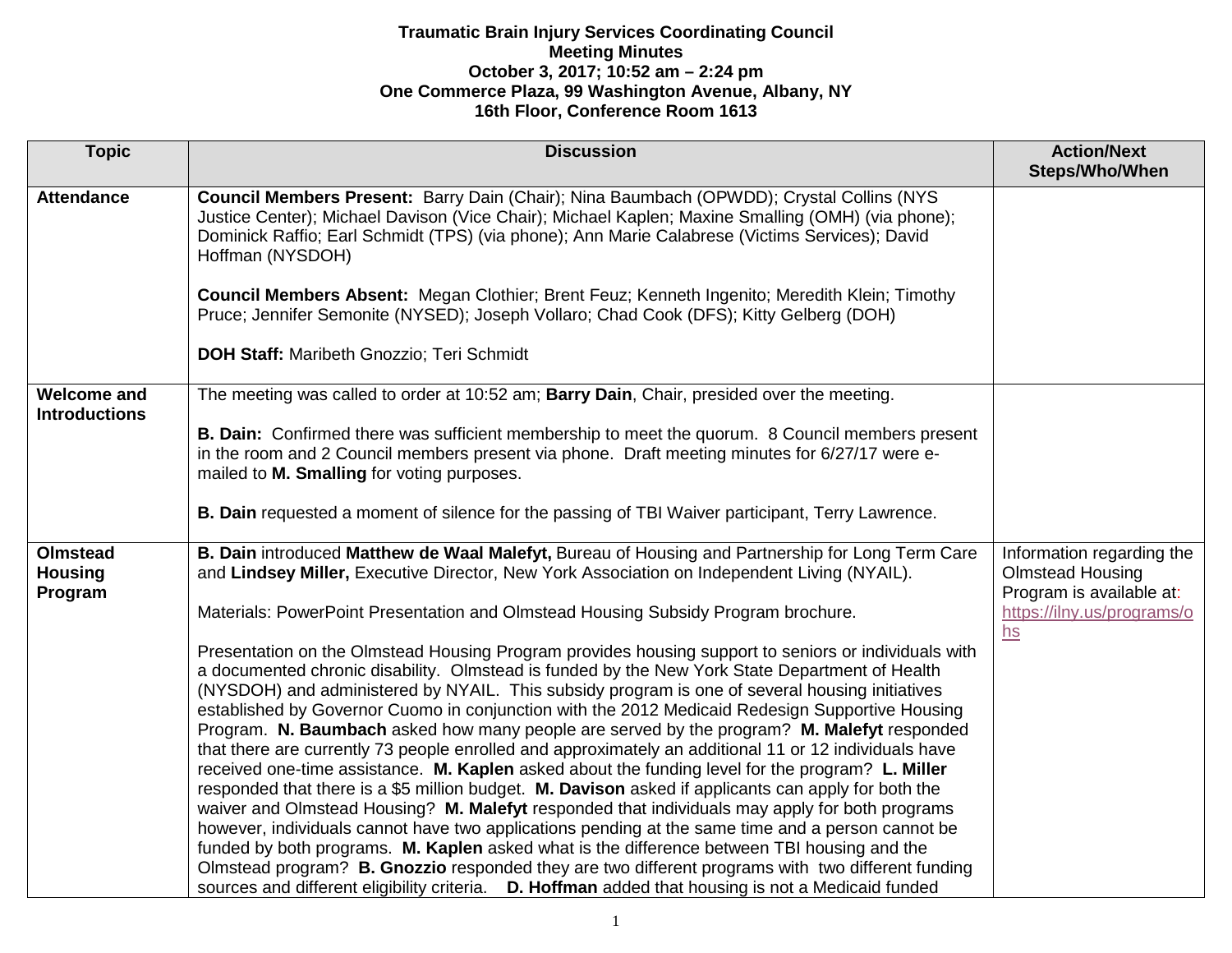**Traumatic Brain Injury Services Coordinating Council**
**Meeting Minutes**
**October 3, 2017; 10:52 am – 2:24 pm**
**One Commerce Plaza, 99 Washington Avenue, Albany, NY**
**16th Floor, Conference Room 1613**

| Topic | Discussion | Action/Next Steps/Who/When |
|---|---|---|
| **Attendance** | **Council Members Present:** Barry Dain (Chair); Nina Baumbach (OPWDD); Crystal Collins (NYS Justice Center); Michael Davison (Vice Chair); Michael Kaplen; Maxine Smalling (OMH) (via phone); Dominick Raffio; Earl Schmidt (TPS) (via phone); Ann Marie Calabrese (Victims Services); David Hoffman (NYSDOH)<br><br>**Council Members Absent:** Megan Clothier; Brent Feuz; Kenneth Ingenito; Meredith Klein; Timothy Pruce; Jennifer Semonite (NYSED); Joseph Vollaro; Chad Cook (DFS); Kitty Gelberg (DOH)<br><br>**DOH Staff:** Maribeth Gnozzio; Teri Schmidt | |
| **Welcome and Introductions** | The meeting was called to order at 10:52 am; **Barry Dain**, Chair, presided over the meeting.<br><br>**B. Dain:** Confirmed there was sufficient membership to meet the quorum. 8 Council members present in the room and 2 Council members present via phone. Draft meeting minutes for 6/27/17 were e-mailed to **M. Smalling** for voting purposes.<br><br>**B. Dain** requested a moment of silence for the passing of TBI Waiver participant, Terry Lawrence. | |
| **Olmstead Housing Program** | **B. Dain** introduced **Matthew de Waal Malefyt,** Bureau of Housing and Partnership for Long Term Care and **Lindsey Miller,** Executive Director, New York Association on Independent Living (NYAIL).<br><br>Materials: PowerPoint Presentation and Olmstead Housing Subsidy Program brochure.<br><br>Presentation on the Olmstead Housing Program provides housing support to seniors or individuals with a documented chronic disability. Olmstead is funded by the New York State Department of Health (NYSDOH) and administered by NYAIL. This subsidy program is one of several housing initiatives established by Governor Cuomo in conjunction with the 2012 Medicaid Redesign Supportive Housing Program. **N. Baumbach** asked how many people are served by the program? **M. Malefyt** responded that there are currently 73 people enrolled and approximately an additional 11 or 12 individuals have received one-time assistance. **M. Kaplen** asked about the funding level for the program? **L. Miller** responded that there is a $5 million budget. **M. Davison** asked if applicants can apply for both the waiver and Olmstead Housing? **M. Malefyt** responded that individuals may apply for both programs however, individuals cannot have two applications pending at the same time and a person cannot be funded by both programs. **M. Kaplen** asked what is the difference between TBI housing and the Olmstead program? **B. Gnozzio** responded they are two different programs with two different funding sources and different eligibility criteria. **D. Hoffman** added that housing is not a Medicaid funded | Information regarding the Olmstead Housing Program is available at: https://ilny.us/programs/ohs |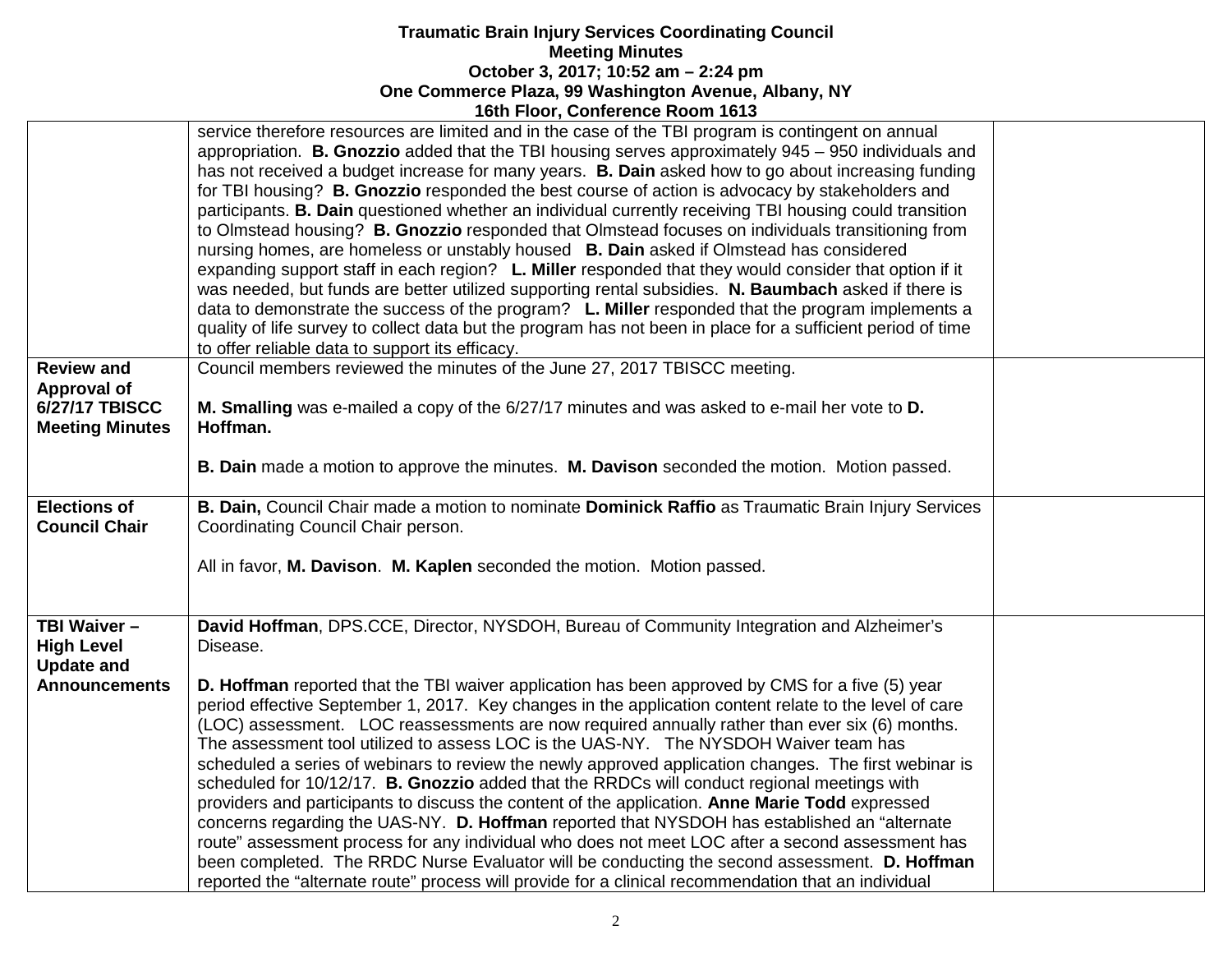**Traumatic Brain Injury Services Coordinating Council**
**Meeting Minutes**
**October 3, 2017; 10:52 am – 2:24 pm**
**One Commerce Plaza, 99 Washington Avenue, Albany, NY**
**16th Floor, Conference Room 1613**

| | | |
|---|---|---|
| | service therefore resources are limited and in the case of the TBI program is contingent on annual appropriation. **B. Gnozzio** added that the TBI housing serves approximately 945 – 950 individuals and has not received a budget increase for many years. **B. Dain** asked how to go about increasing funding for TBI housing? **B. Gnozzio** responded the best course of action is advocacy by stakeholders and participants. **B. Dain** questioned whether an individual currently receiving TBI housing could transition to Olmstead housing? **B. Gnozzio** responded that Olmstead focuses on individuals transitioning from nursing homes, are homeless or unstably housed **B. Dain** asked if Olmstead has considered expanding support staff in each region? **L. Miller** responded that they would consider that option if it was needed, but funds are better utilized supporting rental subsidies. **N. Baumbach** asked if there is data to demonstrate the success of the program? **L. Miller** responded that the program implements a quality of life survey to collect data but the program has not been in place for a sufficient period of time to offer reliable data to support its efficacy. | |
| **Review and Approval of 6/27/17 TBISCC Meeting Minutes** | Council members reviewed the minutes of the June 27, 2017 TBISCC meeting.<br><br>**M. Smalling** was e-mailed a copy of the 6/27/17 minutes and was asked to e-mail her vote to **D. Hoffman.**<br><br>**B. Dain** made a motion to approve the minutes. **M. Davison** seconded the motion. Motion passed. | |
| **Elections of Council Chair** | **B. Dain,** Council Chair made a motion to nominate **Dominick Raffio** as Traumatic Brain Injury Services Coordinating Council Chair person.<br><br>All in favor, **M. Davison**. **M. Kaplen** seconded the motion. Motion passed. | |
| **TBI Waiver – High Level Update and Announcements** | **David Hoffman**, DPS.CCE, Director, NYSDOH, Bureau of Community Integration and Alzheimer's Disease.<br><br>**D. Hoffman** reported that the TBI waiver application has been approved by CMS for a five (5) year period effective September 1, 2017. Key changes in the application content relate to the level of care (LOC) assessment. LOC reassessments are now required annually rather than ever six (6) months. The assessment tool utilized to assess LOC is the UAS-NY. The NYSDOH Waiver team has scheduled a series of webinars to review the newly approved application changes. The first webinar is scheduled for 10/12/17. **B. Gnozzio** added that the RRDCs will conduct regional meetings with providers and participants to discuss the content of the application. **Anne Marie Todd** expressed concerns regarding the UAS-NY. **D. Hoffman** reported that NYSDOH has established an "alternate route" assessment process for any individual who does not meet LOC after a second assessment has been completed. The RRDC Nurse Evaluator will be conducting the second assessment. **D. Hoffman** reported the "alternate route" process will provide for a clinical recommendation that an individual | |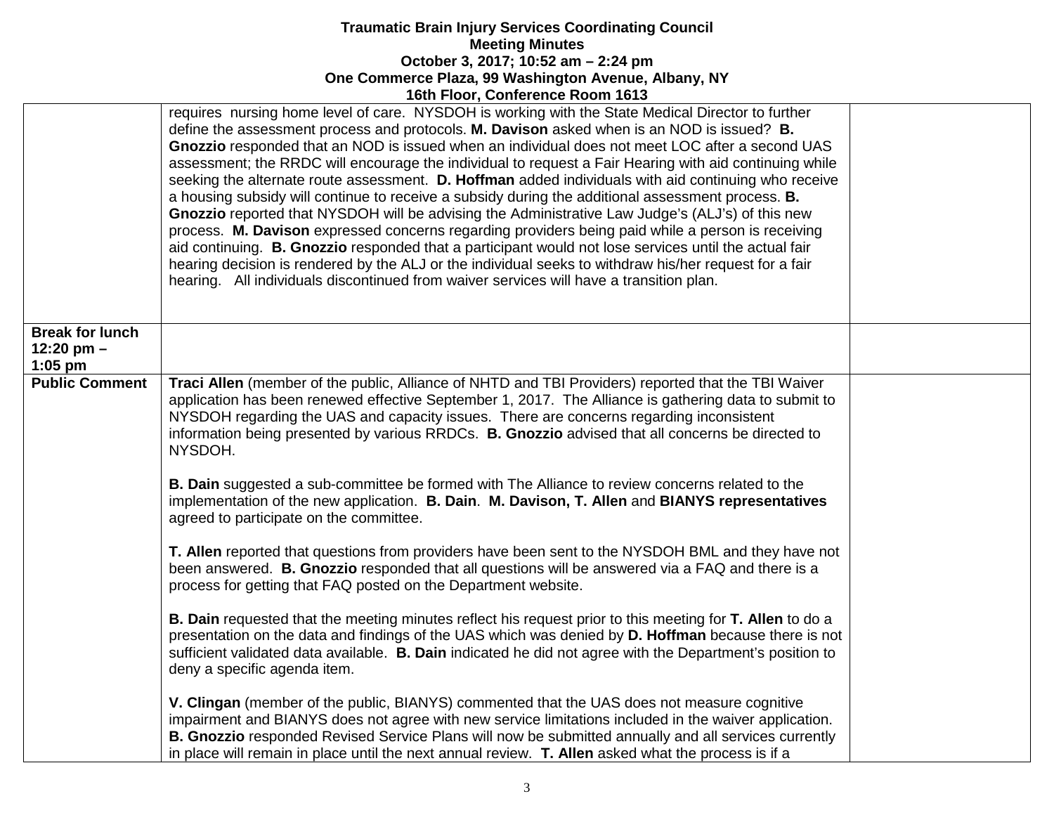**Traumatic Brain Injury Services Coordinating Council**
**Meeting Minutes**
**October 3, 2017; 10:52 am – 2:24 pm**
**One Commerce Plaza, 99 Washington Avenue, Albany, NY**
**16th Floor, Conference Room 1613**

| | | |
|---|---|---|
| | requires nursing home level of care. NYSDOH is working with the State Medical Director to further define the assessment process and protocols. **M. Davison** asked when is an NOD is issued? **B. Gnozzio** responded that an NOD is issued when an individual does not meet LOC after a second UAS assessment; the RRDC will encourage the individual to request a Fair Hearing with aid continuing while seeking the alternate route assessment. **D. Hoffman** added individuals with aid continuing who receive a housing subsidy will continue to receive a subsidy during the additional assessment process. **B. Gnozzio** reported that NYSDOH will be advising the Administrative Law Judge's (ALJ's) of this new process. **M. Davison** expressed concerns regarding providers being paid while a person is receiving aid continuing. **B. Gnozzio** responded that a participant would not lose services until the actual fair hearing decision is rendered by the ALJ or the individual seeks to withdraw his/her request for a fair hearing. All individuals discontinued from waiver services will have a transition plan. | |
| **Break for lunch 12:20 pm – 1:05 pm** | | |
| **Public Comment** | **Traci Allen** (member of the public, Alliance of NHTD and TBI Providers) reported that the TBI Waiver application has been renewed effective September 1, 2017. The Alliance is gathering data to submit to NYSDOH regarding the UAS and capacity issues. There are concerns regarding inconsistent information being presented by various RRDCs. **B. Gnozzio** advised that all concerns be directed to NYSDOH.<br><br>**B. Dain** suggested a sub-committee be formed with The Alliance to review concerns related to the implementation of the new application. **B. Dain**. **M. Davison, T. Allen** and **BIANYS representatives** agreed to participate on the committee.<br><br>**T. Allen** reported that questions from providers have been sent to the NYSDOH BML and they have not been answered. **B. Gnozzio** responded that all questions will be answered via a FAQ and there is a process for getting that FAQ posted on the Department website.<br><br>**B. Dain** requested that the meeting minutes reflect his request prior to this meeting for **T. Allen** to do a presentation on the data and findings of the UAS which was denied by **D. Hoffman** because there is not sufficient validated data available. **B. Dain** indicated he did not agree with the Department's position to deny a specific agenda item.<br><br>**V. Clingan** (member of the public, BIANYS) commented that the UAS does not measure cognitive impairment and BIANYS does not agree with new service limitations included in the waiver application. **B. Gnozzio** responded Revised Service Plans will now be submitted annually and all services currently in place will remain in place until the next annual review. **T. Allen** asked what the process is if a | |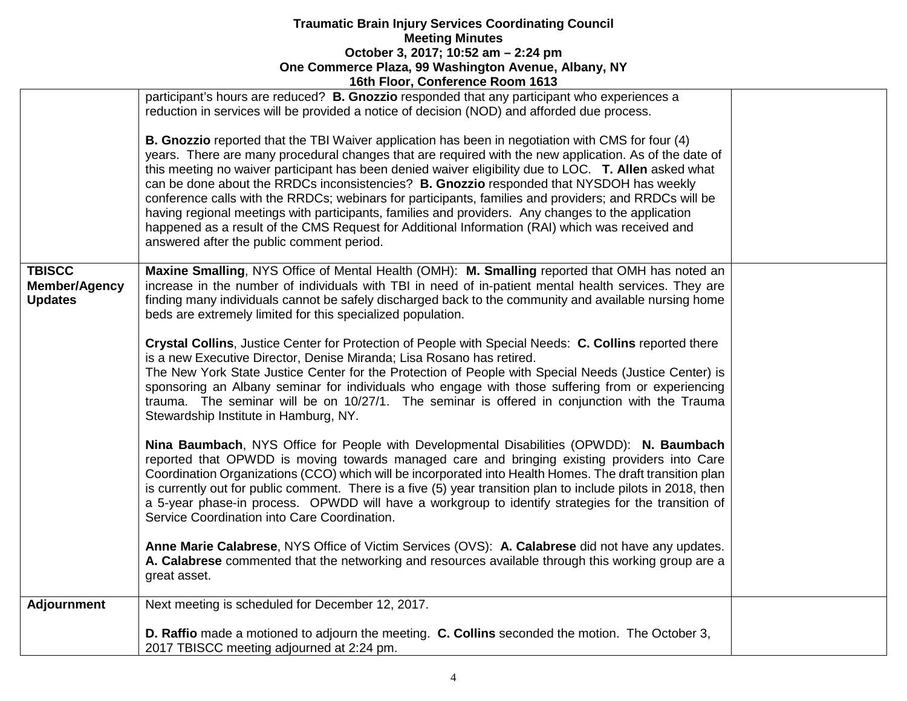# Traumatic Brain Injury Services Coordinating Council
## Meeting Minutes
### October 3, 2017; 10:52 am – 2:24 pm
### One Commerce Plaza, 99 Washington Avenue, Albany, NY
### 16th Floor, Conference Room 1613

| | | |
|---|---|---|
| | participant's hours are reduced? **B. Gnozzio** responded that any participant who experiences a reduction in services will be provided a notice of decision (NOD) and afforded due process.<br><br>**B. Gnozzio** reported that the TBI Waiver application has been in negotiation with CMS for four (4) years. There are many procedural changes that are required with the new application. As of the date of this meeting no waiver participant has been denied waiver eligibility due to LOC. **T. Allen** asked what can be done about the RRDCs inconsistencies? **B. Gnozzio** responded that NYSDOH has weekly conference calls with the RRDCs; webinars for participants, families and providers; and RRDCs will be having regional meetings with participants, families and providers. Any changes to the application happened as a result of the CMS Request for Additional Information (RAI) which was received and answered after the public comment period. | |
| **TBISCC Member/Agency Updates** | **Maxine Smalling**, NYS Office of Mental Health (OMH): **M. Smalling** reported that OMH has noted an increase in the number of individuals with TBI in need of in-patient mental health services. They are finding many individuals cannot be safely discharged back to the community and available nursing home beds are extremely limited for this specialized population.<br><br>**Crystal Collins**, Justice Center for Protection of People with Special Needs: **C. Collins** reported there is a new Executive Director, Denise Miranda; Lisa Rosano has retired.<br>The New York State Justice Center for the Protection of People with Special Needs (Justice Center) is sponsoring an Albany seminar for individuals who engage with those suffering from or experiencing trauma. The seminar will be on 10/27/1. The seminar is offered in conjunction with the Trauma Stewardship Institute in Hamburg, NY.<br><br>**Nina Baumbach**, NYS Office for People with Developmental Disabilities (OPWDD): **N. Baumbach** reported that OPWDD is moving towards managed care and bringing existing providers into Care Coordination Organizations (CCO) which will be incorporated into Health Homes. The draft transition plan is currently out for public comment. There is a five (5) year transition plan to include pilots in 2018, then a 5-year phase-in process. OPWDD will have a workgroup to identify strategies for the transition of Service Coordination into Care Coordination.<br><br>**Anne Marie Calabrese**, NYS Office of Victim Services (OVS): **A. Calabrese** did not have any updates. **A. Calabrese** commented that the networking and resources available through this working group are a great asset. | |
| **Adjournment** | Next meeting is scheduled for December 12, 2017.<br><br>**D. Raffio** made a motioned to adjourn the meeting. **C. Collins** seconded the motion. The October 3, 2017 TBISCC meeting adjourned at 2:24 pm. | |